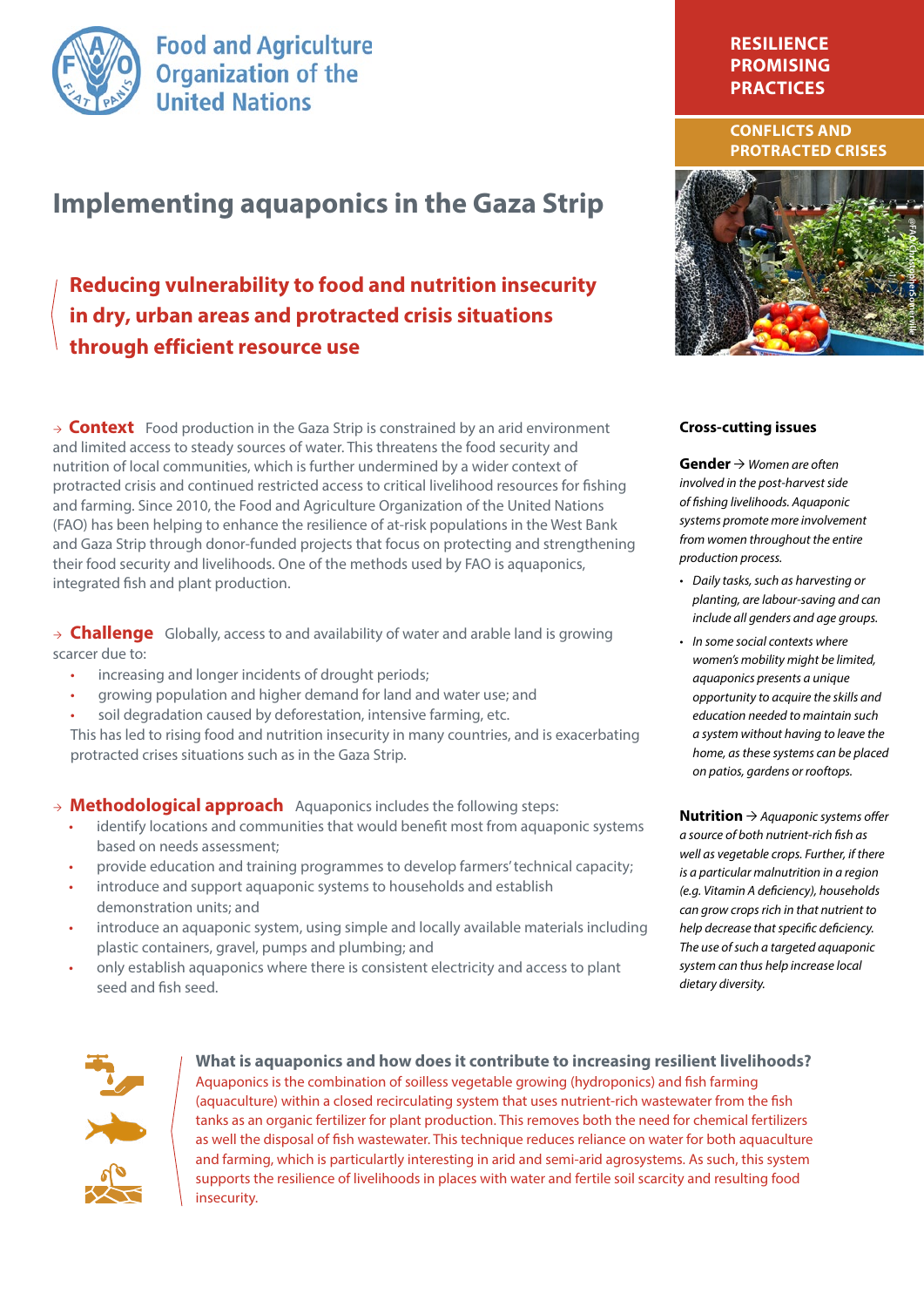Food and Agriculture Organization of the United Nations

**RESILIENCE PROMISING PRACTICES**

**CONFLICTS AND PROTRACTED CRISES**

# Implementing aquaponics in the Gaza Strip

## Reducing vulnerability to food and nutrition insecurity in dry, urban areas and protracted crisis situations through efficient resource use

→ **Context** Food production in the Gaza Strip is constrained by an arid environment and limited access to steady sources of water. This threatens the food security and nutrition of local communities, which is further undermined by a wider context of protracted crisis and continued restricted access to critical livelihood resources for fishing and farming. Since 2010, the Food and Agriculture Organization of the United Nations (FAO) has been helping to enhance the resilience of at-risk populations in the West Bank and Gaza Strip through donor-funded projects that focus on protecting and strengthening their food security and livelihoods. One of the methods used by FAO is aquaponics, integrated fish and plant production.

→ **Challenge** Globally, access to and availability of water and arable land is growing scarcer due to:

- increasing and longer incidents of drought periods;
- growing population and higher demand for land and water use; and
- soil degradation caused by deforestation, intensive farming, etc.

This has led to rising food and nutrition insecurity in many countries, and is exacerbating protracted crises situations such as in the Gaza Strip.

→ **Methodological approach** Aquaponics includes the following steps:

- identify locations and communities that would benefit most from aquaponic systems based on needs assessment;
- provide education and training programmes to develop farmers' technical capacity;
- introduce and support aquaponic systems to households and establish demonstration units; and
- introduce an aquaponic system, using simple and locally available materials including plastic containers, gravel, pumps and plumbing; and
- only establish aquaponics where there is consistent electricity and access to plant seed and fish seed.

### Cross-cutting issues

**Gender** → *Women are often involved in the post-harvest side of fishing livelihoods. Aquaponic systems promote more involvement from women throughout the entire production process.*

- *Daily tasks, such as harvesting or planting, are labour-saving and can include all genders and age groups.*
- *In some social contexts where women's mobility might be limited, aquaponics presents a unique opportunity to acquire the skills and education needed to maintain such a system without having to leave the home, as these systems can be placed on patios, gardens or rooftops.*

**Nutrition** → *Aquaponic systems offer a source of both nutrient-rich fish as well as vegetable crops. Further, if there is a particular malnutrition in a region (e.g. Vitamin A deficiency), households can grow crops rich in that nutrient to help decrease that specific deficiency. The use of such a targeted aquaponic system can thus help increase local dietary diversity.*

### What is aquaponics and how does it contribute to increasing resilient livelihoods?

Aquaponics is the combination of soilless vegetable growing (hydroponics) and fish farming (aquaculture) within a closed recirculating system that uses nutrient-rich wastewater from the fish tanks as an organic fertilizer for plant production. This removes both the need for chemical fertilizers as well the disposal of fish wastewater. This technique reduces reliance on water for both aquaculture and farming, which is particularly interesting in arid and semi-arid agrosystems. As such, this system supports the resilience of livelihoods in places with water and fertile soil scarcity and resulting food insecurity.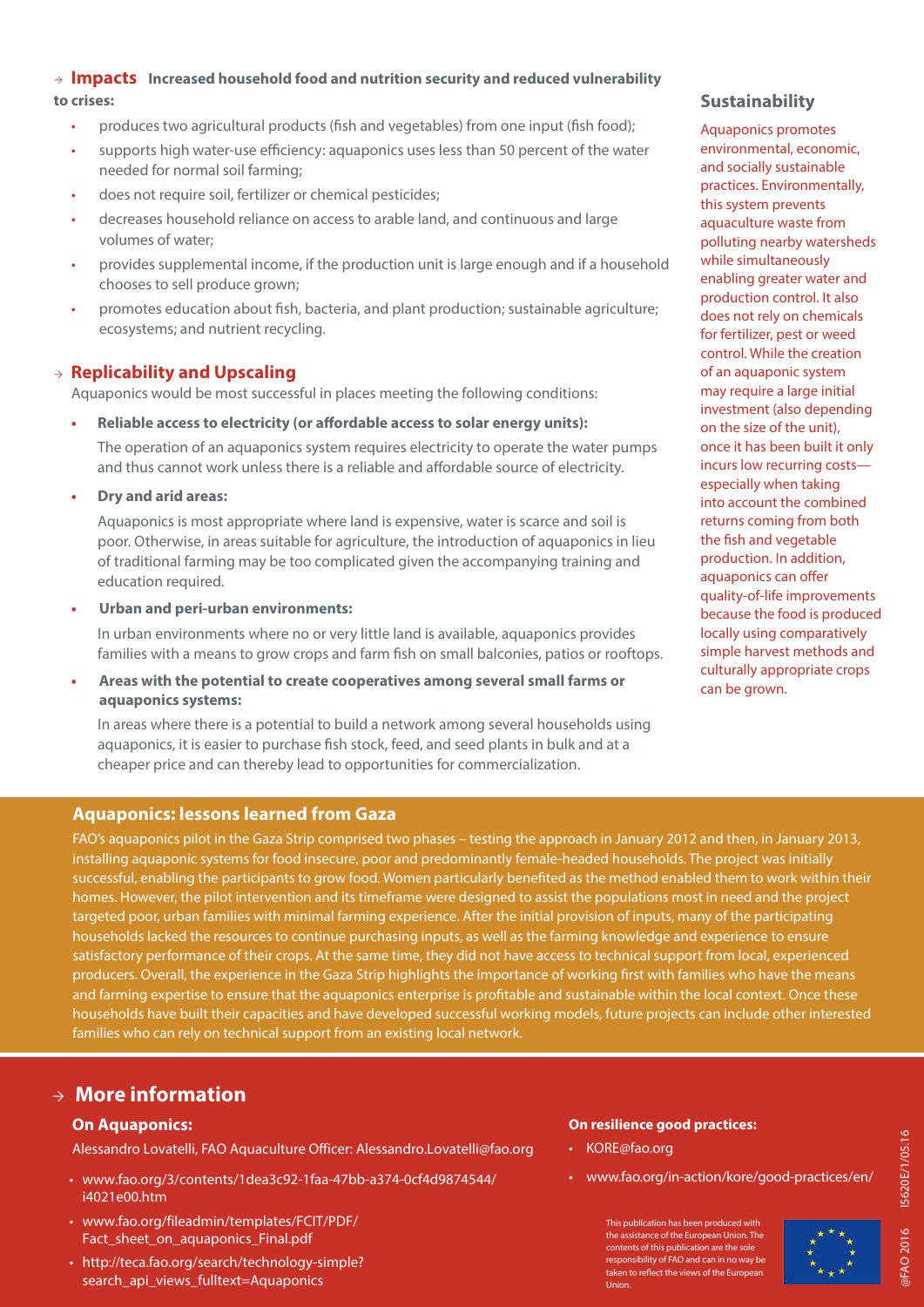## → Impacts

**Increased household food and nutrition security and reduced vulnerability to crises:**

- produces two agricultural products (fish and vegetables) from one input (fish food);
- supports high water-use efficiency: aquaponics uses less than 50 percent of the water needed for normal soil farming;
- does not require soil, fertilizer or chemical pesticides;
- decreases household reliance on access to arable land, and continuous and large volumes of water;
- provides supplemental income, if the production unit is large enough and if a household chooses to sell produce grown;
- promotes education about fish, bacteria, and plant production; sustainable agriculture; ecosystems; and nutrient recycling.

## → Replicability and Upscaling

Aquaponics would be most successful in places meeting the following conditions:

- **Reliable access to electricity (or affordable access to solar energy units):**

  The operation of an aquaponics system requires electricity to operate the water pumps and thus cannot work unless there is a reliable and affordable source of electricity.

- **Dry and arid areas:**

  Aquaponics is most appropriate where land is expensive, water is scarce and soil is poor. Otherwise, in areas suitable for agriculture, the introduction of aquaponics in lieu of traditional farming may be too complicated given the accompanying training and education required.

- **Urban and peri-urban environments:**

  In urban environments where no or very little land is available, aquaponics provides families with a means to grow crops and farm fish on small balconies, patios or rooftops.

- **Areas with the potential to create cooperatives among several small farms or aquaponics systems:**

  In areas where there is a potential to build a network among several households using aquaponics, it is easier to purchase fish stock, feed, and seed plants in bulk and at a cheaper price and can thereby lead to opportunities for commercialization.

## Sustainability

Aquaponics promotes environmental, economic, and socially sustainable practices. Environmentally, this system prevents aquaculture waste from polluting nearby watersheds while simultaneously enabling greater water and production control. It also does not rely on chemicals for fertilizer, pest or weed control. While the creation of an aquaponic system may require a large initial investment (also depending on the size of the unit), once it has been built it only incurs low recurring costs—especially when taking into account the combined returns coming from both the fish and vegetable production. In addition, aquaponics can offer quality-of-life improvements because the food is produced locally using comparatively simple harvest methods and culturally appropriate crops can be grown.

## Aquaponics: lessons learned from Gaza

FAO's aquaponics pilot in the Gaza Strip comprised two phases – testing the approach in January 2012 and then, in January 2013, installing aquaponic systems for food insecure, poor and predominantly female-headed households. The project was initially successful, enabling the participants to grow food. Women particularly benefited as the method enabled them to work within their homes. However, the pilot intervention and its timeframe were designed to assist the populations most in need and the project targeted poor, urban families with minimal farming experience. After the initial provision of inputs, many of the participating households lacked the resources to continue purchasing inputs, as well as the farming knowledge and experience to ensure satisfactory performance of their crops. At the same time, they did not have access to technical support from local, experienced producers. Overall, the experience in the Gaza Strip highlights the importance of working first with families who have the means and farming expertise to ensure that the aquaponics enterprise is profitable and sustainable within the local context. Once these households have built their capacities and have developed successful working models, future projects can include other interested families who can rely on technical support from an existing local network.

## → More information

### On Aquaponics:

Alessandro Lovatelli, FAO Aquaculture Officer: Alessandro.Lovatelli@fao.org

- www.fao.org/3/contents/1dea3c92-1faa-47bb-a374-0cf4d9874544/i4021e00.htm
- www.fao.org/fileadmin/templates/FCIT/PDF/Fact_sheet_on_aquaponics_Final.pdf
- http://teca.fao.org/search/technology-simple?search_api_views_fulltext=Aquaponics

### On resilience good practices:

- KORE@fao.org
- www.fao.org/in-action/kore/good-practices/en/

This publication has been produced with the assistance of the European Union. The contents of this publication are the sole responsibility of FAO and can in no way be taken to reflect the views of the European Union.

©FAO 2016 I5620E/1/05.16